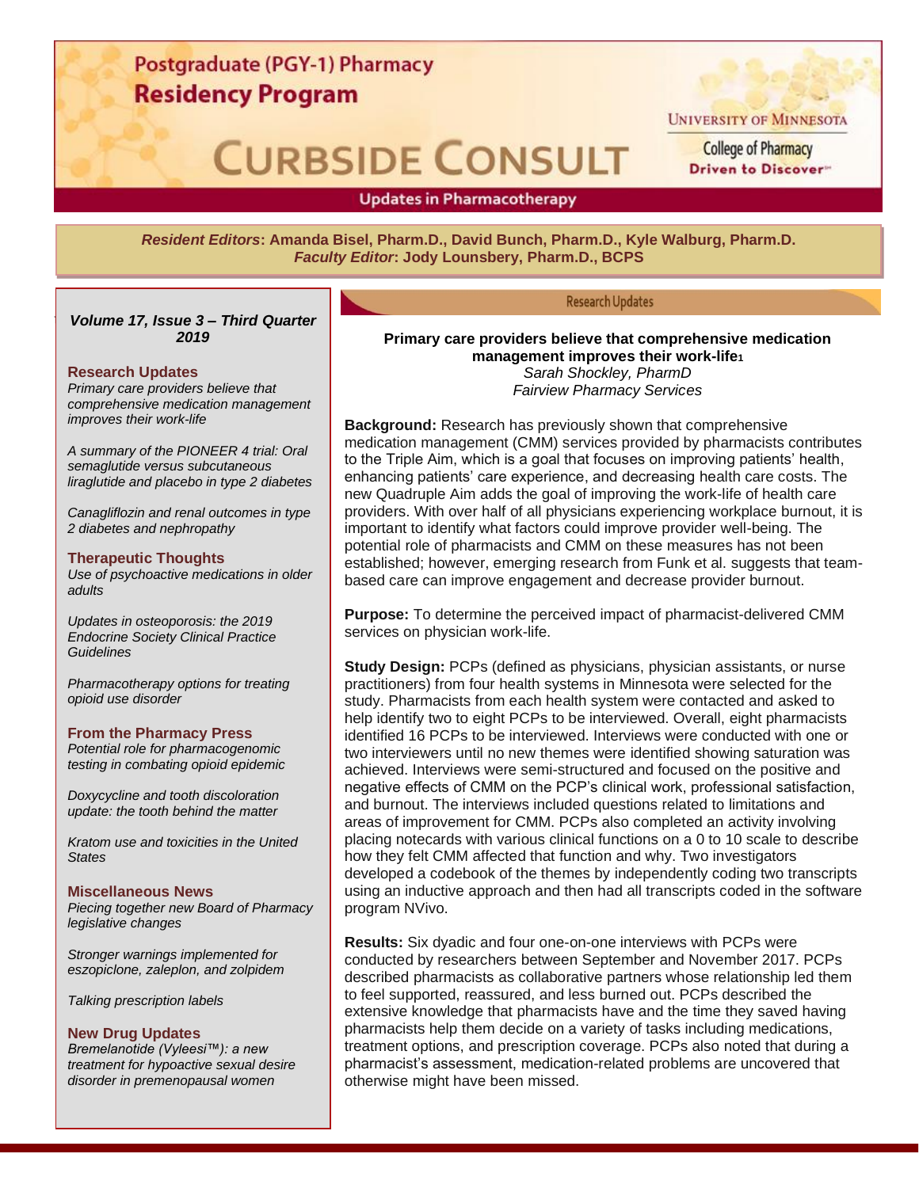# Postgraduate (PGY-1) Pharmacy Residency Program

# CURBSIDE CONSULT

University of Minnesota College of Pharmacy — Driven to Discover

**Updates in Pharmacotherapy**

***Resident Editors*: Amanda Bisel, Pharm.D., David Bunch, Pharm.D., Kyle Walburg, Pharm.D.**
***Faculty Editor*: Jody Lounsbery, Pharm.D., BCPS**

***Volume 17, Issue 3 – Third Quarter 2019***

**Research Updates**

*Primary care providers believe that comprehensive medication management improves their work-life*

*A summary of the PIONEER 4 trial: Oral semaglutide versus subcutaneous liraglutide and placebo in type 2 diabetes*

*Canagliflozin and renal outcomes in type 2 diabetes and nephropathy*

**Therapeutic Thoughts**

*Use of psychoactive medications in older adults*

*Updates in osteoporosis: the 2019 Endocrine Society Clinical Practice Guidelines*

*Pharmacotherapy options for treating opioid use disorder*

**From the Pharmacy Press**

*Potential role for pharmacogenomic testing in combating opioid epidemic*

*Doxycycline and tooth discoloration update: the tooth behind the matter*

*Kratom use and toxicities in the United States*

**Miscellaneous News**

*Piecing together new Board of Pharmacy legislative changes*

*Stronger warnings implemented for eszopiclone, zaleplon, and zolpidem*

*Talking prescription labels*

**New Drug Updates**

*Bremelanotide (Vyleesi™): a new treatment for hypoactive sexual desire disorder in premenopausal women*

## Research Updates

### Primary care providers believe that comprehensive medication management improves their work-life[1]

*Sarah Shockley, PharmD*
*Fairview Pharmacy Services*

**Background:** Research has previously shown that comprehensive medication management (CMM) services provided by pharmacists contributes to the Triple Aim, which is a goal that focuses on improving patients' health, enhancing patients' care experience, and decreasing health care costs. The new Quadruple Aim adds the goal of improving the work-life of health care providers. With over half of all physicians experiencing workplace burnout, it is important to identify what factors could improve provider well-being. The potential role of pharmacists and CMM on these measures has not been established; however, emerging research from Funk et al. suggests that team-based care can improve engagement and decrease provider burnout.

**Purpose:** To determine the perceived impact of pharmacist-delivered CMM services on physician work-life.

**Study Design:** PCPs (defined as physicians, physician assistants, or nurse practitioners) from four health systems in Minnesota were selected for the study. Pharmacists from each health system were contacted and asked to help identify two to eight PCPs to be interviewed. Overall, eight pharmacists identified 16 PCPs to be interviewed. Interviews were conducted with one or two interviewers until no new themes were identified showing saturation was achieved. Interviews were semi-structured and focused on the positive and negative effects of CMM on the PCP's clinical work, professional satisfaction, and burnout. The interviews included questions related to limitations and areas of improvement for CMM. PCPs also completed an activity involving placing notecards with various clinical functions on a 0 to 10 scale to describe how they felt CMM affected that function and why. Two investigators developed a codebook of the themes by independently coding two transcripts using an inductive approach and then had all transcripts coded in the software program NVivo.

**Results:** Six dyadic and four one-on-one interviews with PCPs were conducted by researchers between September and November 2017. PCPs described pharmacists as collaborative partners whose relationship led them to feel supported, reassured, and less burned out. PCPs described the extensive knowledge that pharmacists have and the time they saved having pharmacists help them decide on a variety of tasks including medications, treatment options, and prescription coverage. PCPs also noted that during a pharmacist's assessment, medication-related problems are uncovered that otherwise might have been missed.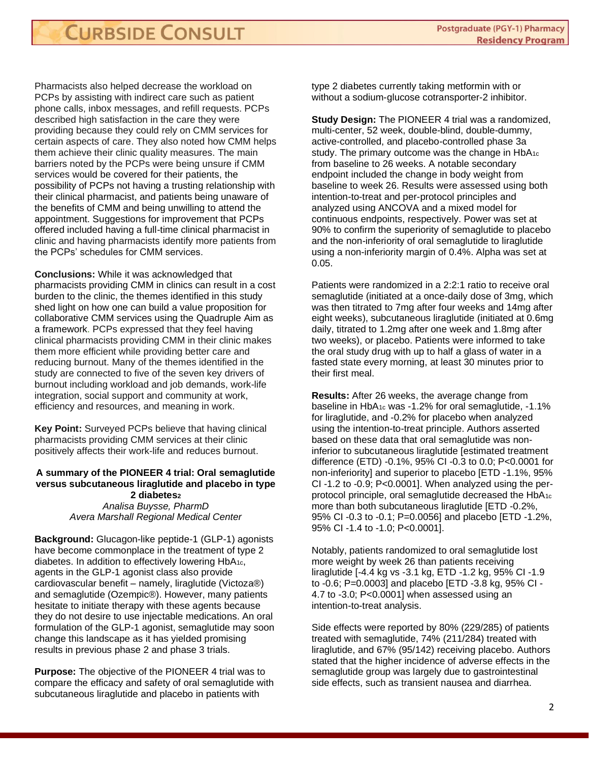Pharmacists also helped decrease the workload on PCPs by assisting with indirect care such as patient phone calls, inbox messages, and refill requests. PCPs described high satisfaction in the care they were providing because they could rely on CMM services for certain aspects of care. They also noted how CMM helps them achieve their clinic quality measures. The main barriers noted by the PCPs were being unsure if CMM services would be covered for their patients, the possibility of PCPs not having a trusting relationship with their clinical pharmacist, and patients being unaware of the benefits of CMM and being unwilling to attend the appointment. Suggestions for improvement that PCPs offered included having a full-time clinical pharmacist in clinic and having pharmacists identify more patients from the PCPs' schedules for CMM services.

**Conclusions:** While it was acknowledged that pharmacists providing CMM in clinics can result in a cost burden to the clinic, the themes identified in this study shed light on how one can build a value proposition for collaborative CMM services using the Quadruple Aim as a framework. PCPs expressed that they feel having clinical pharmacists providing CMM in their clinic makes them more efficient while providing better care and reducing burnout. Many of the themes identified in the study are connected to five of the seven key drivers of burnout including workload and job demands, work-life integration, social support and community at work, efficiency and resources, and meaning in work.

**Key Point:** Surveyed PCPs believe that having clinical pharmacists providing CMM services at their clinic positively affects their work-life and reduces burnout.

### A summary of the PIONEER 4 trial: Oral semaglutide versus subcutaneous liraglutide and placebo in type 2 diabetes[2]

*Analisa Buysse, PharmD*
*Avera Marshall Regional Medical Center*

**Background:** Glucagon-like peptide-1 (GLP-1) agonists have become commonplace in the treatment of type 2 diabetes. In addition to effectively lowering $HbA_{1c}$, agents in the GLP-1 agonist class also provide cardiovascular benefit – namely, liraglutide (Victoza®) and semaglutide (Ozempic®). However, many patients hesitate to initiate therapy with these agents because they do not desire to use injectable medications. An oral formulation of the GLP-1 agonist, semaglutide may soon change this landscape as it has yielded promising results in previous phase 2 and phase 3 trials.

**Purpose:** The objective of the PIONEER 4 trial was to compare the efficacy and safety of oral semaglutide with subcutaneous liraglutide and placebo in patients with type 2 diabetes currently taking metformin with or without a sodium-glucose cotransporter-2 inhibitor.

**Study Design:** The PIONEER 4 trial was a randomized, multi-center, 52 week, double-blind, double-dummy, active-controlled, and placebo-controlled phase 3a study. The primary outcome was the change in $HbA_{1c}$ from baseline to 26 weeks. A notable secondary endpoint included the change in body weight from baseline to week 26. Results were assessed using both intention-to-treat and per-protocol principles and analyzed using ANCOVA and a mixed model for continuous endpoints, respectively. Power was set at 90% to confirm the superiority of semaglutide to placebo and the non-inferiority of oral semaglutide to liraglutide using a non-inferiority margin of 0.4%. Alpha was set at 0.05.

Patients were randomized in a 2:2:1 ratio to receive oral semaglutide (initiated at a once-daily dose of 3mg, which was then titrated to 7mg after four weeks and 14mg after eight weeks), subcutaneous liraglutide (initiated at 0.6mg daily, titrated to 1.2mg after one week and 1.8mg after two weeks), or placebo. Patients were informed to take the oral study drug with up to half a glass of water in a fasted state every morning, at least 30 minutes prior to their first meal.

**Results:** After 26 weeks, the average change from baseline in $HbA_{1c}$ was -1.2% for oral semaglutide, -1.1% for liraglutide, and -0.2% for placebo when analyzed using the intention-to-treat principle. Authors asserted based on these data that oral semaglutide was non-inferior to subcutaneous liraglutide [estimated treatment difference (ETD) -0.1%, 95% CI -0.3 to 0.0; P<0.0001 for non-inferiority] and superior to placebo [ETD -1.1%, 95% CI -1.2 to -0.9; P<0.0001]. When analyzed using the per-protocol principle, oral semaglutide decreased the $HbA_{1c}$ more than both subcutaneous liraglutide [ETD -0.2%, 95% CI -0.3 to -0.1; P=0.0056] and placebo [ETD -1.2%, 95% CI -1.4 to -1.0; P<0.0001].

Notably, patients randomized to oral semaglutide lost more weight by week 26 than patients receiving liraglutide [-4.4 kg vs -3.1 kg, ETD -1.2 kg, 95% CI -1.9 to -0.6; P=0.0003] and placebo [ETD -3.8 kg, 95% CI -4.7 to -3.0; P<0.0001] when assessed using an intention-to-treat analysis.

Side effects were reported by 80% (229/285) of patients treated with semaglutide, 74% (211/284) treated with liraglutide, and 67% (95/142) receiving placebo. Authors stated that the higher incidence of adverse effects in the semaglutide group was largely due to gastrointestinal side effects, such as transient nausea and diarrhea.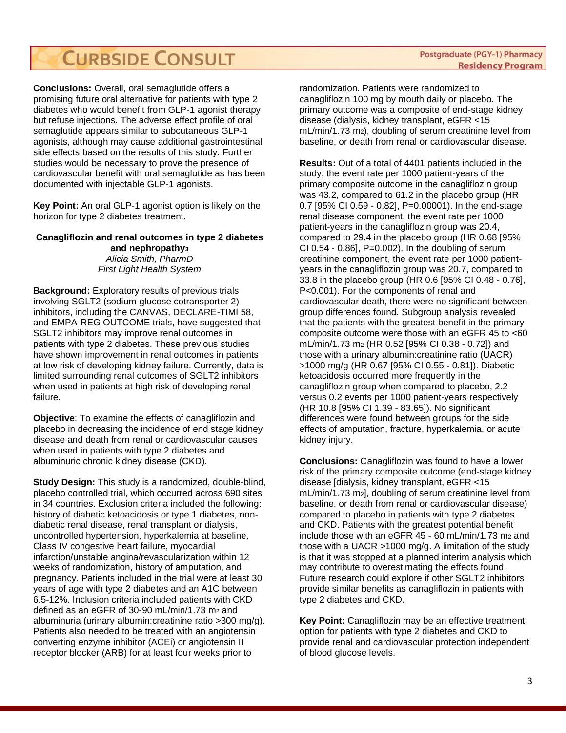**Conclusions:** Overall, oral semaglutide offers a promising future oral alternative for patients with type 2 diabetes who would benefit from GLP-1 agonist therapy but refuse injections. The adverse effect profile of oral semaglutide appears similar to subcutaneous GLP-1 agonists, although may cause additional gastrointestinal side effects based on the results of this study. Further studies would be necessary to prove the presence of cardiovascular benefit with oral semaglutide as has been documented with injectable GLP-1 agonists.

**Key Point:** An oral GLP-1 agonist option is likely on the horizon for type 2 diabetes treatment.

### Canagliflozin and renal outcomes in type 2 diabetes and nephropathy[3]

*Alicia Smith, PharmD*
*First Light Health System*

**Background:** Exploratory results of previous trials involving SGLT2 (sodium-glucose cotransporter 2) inhibitors, including the CANVAS, DECLARE-TIMI 58, and EMPA-REG OUTCOME trials, have suggested that SGLT2 inhibitors may improve renal outcomes in patients with type 2 diabetes. These previous studies have shown improvement in renal outcomes in patients at low risk of developing kidney failure. Currently, data is limited surrounding renal outcomes of SGLT2 inhibitors when used in patients at high risk of developing renal failure.

**Objective**: To examine the effects of canagliflozin and placebo in decreasing the incidence of end stage kidney disease and death from renal or cardiovascular causes when used in patients with type 2 diabetes and albuminuric chronic kidney disease (CKD).

**Study Design:** This study is a randomized, double-blind, placebo controlled trial, which occurred across 690 sites in 34 countries. Exclusion criteria included the following: history of diabetic ketoacidosis or type 1 diabetes, non-diabetic renal disease, renal transplant or dialysis, uncontrolled hypertension, hyperkalemia at baseline, Class IV congestive heart failure, myocardial infarction/unstable angina/revascularization within 12 weeks of randomization, history of amputation, and pregnancy. Patients included in the trial were at least 30 years of age with type 2 diabetes and an A1C between 6.5-12%. Inclusion criteria included patients with CKD defined as an eGFR of 30-90 mL/min/1.73 $m^2$ and albuminuria (urinary albumin:creatinine ratio >300 mg/g). Patients also needed to be treated with an angiotensin converting enzyme inhibitor (ACEi) or angiotensin II receptor blocker (ARB) for at least four weeks prior to randomization. Patients were randomized to canagliflozin 100 mg by mouth daily or placebo. The primary outcome was a composite of end-stage kidney disease (dialysis, kidney transplant, eGFR <15 mL/min/1.73 $m^2$), doubling of serum creatinine level from baseline, or death from renal or cardiovascular disease.

**Results:** Out of a total of 4401 patients included in the study, the event rate per 1000 patient-years of the primary composite outcome in the canagliflozin group was 43.2, compared to 61.2 in the placebo group (HR 0.7 [95% CI 0.59 - 0.82], P=0.00001). In the end-stage renal disease component, the event rate per 1000 patient-years in the canagliflozin group was 20.4, compared to 29.4 in the placebo group (HR 0.68 [95% CI 0.54 - 0.86], P=0.002). In the doubling of serum creatinine component, the event rate per 1000 patient-years in the canagliflozin group was 20.7, compared to 33.8 in the placebo group (HR 0.6 [95% CI 0.48 - 0.76], P<0.001). For the components of renal and cardiovascular death, there were no significant between-group differences found. Subgroup analysis revealed that the patients with the greatest benefit in the primary composite outcome were those with an eGFR 45 to <60 mL/min/1.73 $m^2$ (HR 0.52 [95% CI 0.38 - 0.72]) and those with a urinary albumin:creatinine ratio (UACR) >1000 mg/g (HR 0.67 [95% CI 0.55 - 0.81]). Diabetic ketoacidosis occurred more frequently in the canagliflozin group when compared to placebo, 2.2 versus 0.2 events per 1000 patient-years respectively (HR 10.8 [95% CI 1.39 - 83.65]). No significant differences were found between groups for the side effects of amputation, fracture, hyperkalemia, or acute kidney injury.

**Conclusions:** Canagliflozin was found to have a lower risk of the primary composite outcome (end-stage kidney disease [dialysis, kidney transplant, eGFR <15 mL/min/1.73 $m^2$], doubling of serum creatinine level from baseline, or death from renal or cardiovascular disease) compared to placebo in patients with type 2 diabetes and CKD. Patients with the greatest potential benefit include those with an eGFR 45 - 60 mL/min/1.73 $m^2$ and those with a UACR >1000 mg/g. A limitation of the study is that it was stopped at a planned interim analysis which may contribute to overestimating the effects found. Future research could explore if other SGLT2 inhibitors provide similar benefits as canagliflozin in patients with type 2 diabetes and CKD.

**Key Point:** Canagliflozin may be an effective treatment option for patients with type 2 diabetes and CKD to provide renal and cardiovascular protection independent of blood glucose levels.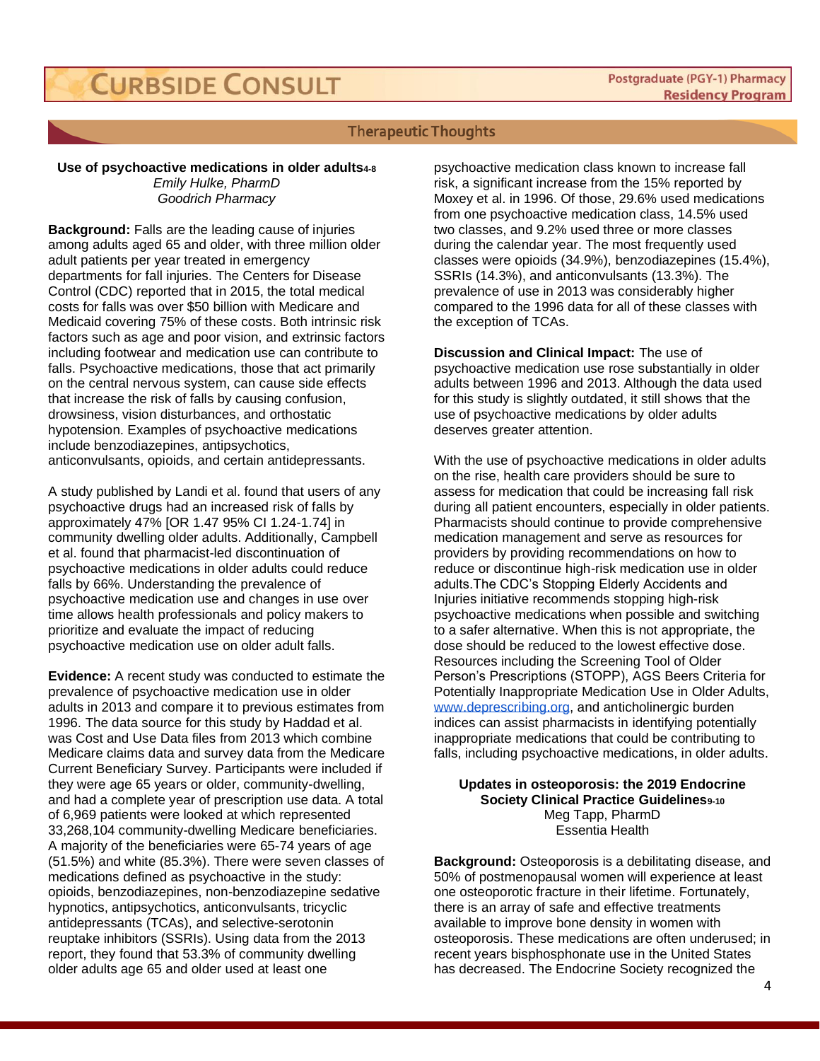## Therapeutic Thoughts

### Use of psychoactive medications in older adults[4-8]

*Emily Hulke, PharmD*
*Goodrich Pharmacy*

**Background:** Falls are the leading cause of injuries among adults aged 65 and older, with three million older adult patients per year treated in emergency departments for fall injuries. The Centers for Disease Control (CDC) reported that in 2015, the total medical costs for falls was over $50 billion with Medicare and Medicaid covering 75% of these costs. Both intrinsic risk factors such as age and poor vision, and extrinsic factors including footwear and medication use can contribute to falls. Psychoactive medications, those that act primarily on the central nervous system, can cause side effects that increase the risk of falls by causing confusion, drowsiness, vision disturbances, and orthostatic hypotension. Examples of psychoactive medications include benzodiazepines, antipsychotics, anticonvulsants, opioids, and certain antidepressants.

A study published by Landi et al. found that users of any psychoactive drugs had an increased risk of falls by approximately 47% [OR 1.47 95% CI 1.24-1.74] in community dwelling older adults. Additionally, Campbell et al. found that pharmacist-led discontinuation of psychoactive medications in older adults could reduce falls by 66%. Understanding the prevalence of psychoactive medication use and changes in use over time allows health professionals and policy makers to prioritize and evaluate the impact of reducing psychoactive medication use on older adult falls.

**Evidence:** A recent study was conducted to estimate the prevalence of psychoactive medication use in older adults in 2013 and compare it to previous estimates from 1996. The data source for this study by Haddad et al. was Cost and Use Data files from 2013 which combine Medicare claims data and survey data from the Medicare Current Beneficiary Survey. Participants were included if they were age 65 years or older, community-dwelling, and had a complete year of prescription use data. A total of 6,969 patients were looked at which represented 33,268,104 community-dwelling Medicare beneficiaries. A majority of the beneficiaries were 65-74 years of age (51.5%) and white (85.3%). There were seven classes of medications defined as psychoactive in the study: opioids, benzodiazepines, non-benzodiazepine sedative hypnotics, antipsychotics, anticonvulsants, tricyclic antidepressants (TCAs), and selective-serotonin reuptake inhibitors (SSRIs). Using data from the 2013 report, they found that 53.3% of community dwelling older adults age 65 and older used at least one psychoactive medication class known to increase fall risk, a significant increase from the 15% reported by Moxey et al. in 1996. Of those, 29.6% used medications from one psychoactive medication class, 14.5% used two classes, and 9.2% used three or more classes during the calendar year. The most frequently used classes were opioids (34.9%), benzodiazepines (15.4%), SSRIs (14.3%), and anticonvulsants (13.3%). The prevalence of use in 2013 was considerably higher compared to the 1996 data for all of these classes with the exception of TCAs.

**Discussion and Clinical Impact:** The use of psychoactive medication use rose substantially in older adults between 1996 and 2013. Although the data used for this study is slightly outdated, it still shows that the use of psychoactive medications by older adults deserves greater attention.

With the use of psychoactive medications in older adults on the rise, health care providers should be sure to assess for medication that could be increasing fall risk during all patient encounters, especially in older patients. Pharmacists should continue to provide comprehensive medication management and serve as resources for providers by providing recommendations on how to reduce or discontinue high-risk medication use in older adults.The CDC's Stopping Elderly Accidents and Injuries initiative recommends stopping high-risk psychoactive medications when possible and switching to a safer alternative. When this is not appropriate, the dose should be reduced to the lowest effective dose. Resources including the Screening Tool of Older Person's Prescriptions (STOPP), AGS Beers Criteria for Potentially Inappropriate Medication Use in Older Adults, www.deprescribing.org, and anticholinergic burden indices can assist pharmacists in identifying potentially inappropriate medications that could be contributing to falls, including psychoactive medications, in older adults.

### Updates in osteoporosis: the 2019 Endocrine Society Clinical Practice Guidelines[9-10]

Meg Tapp, PharmD
Essentia Health

**Background:** Osteoporosis is a debilitating disease, and 50% of postmenopausal women will experience at least one osteoporotic fracture in their lifetime. Fortunately, there is an array of safe and effective treatments available to improve bone density in women with osteoporosis. These medications are often underused; in recent years bisphosphonate use in the United States has decreased. The Endocrine Society recognized the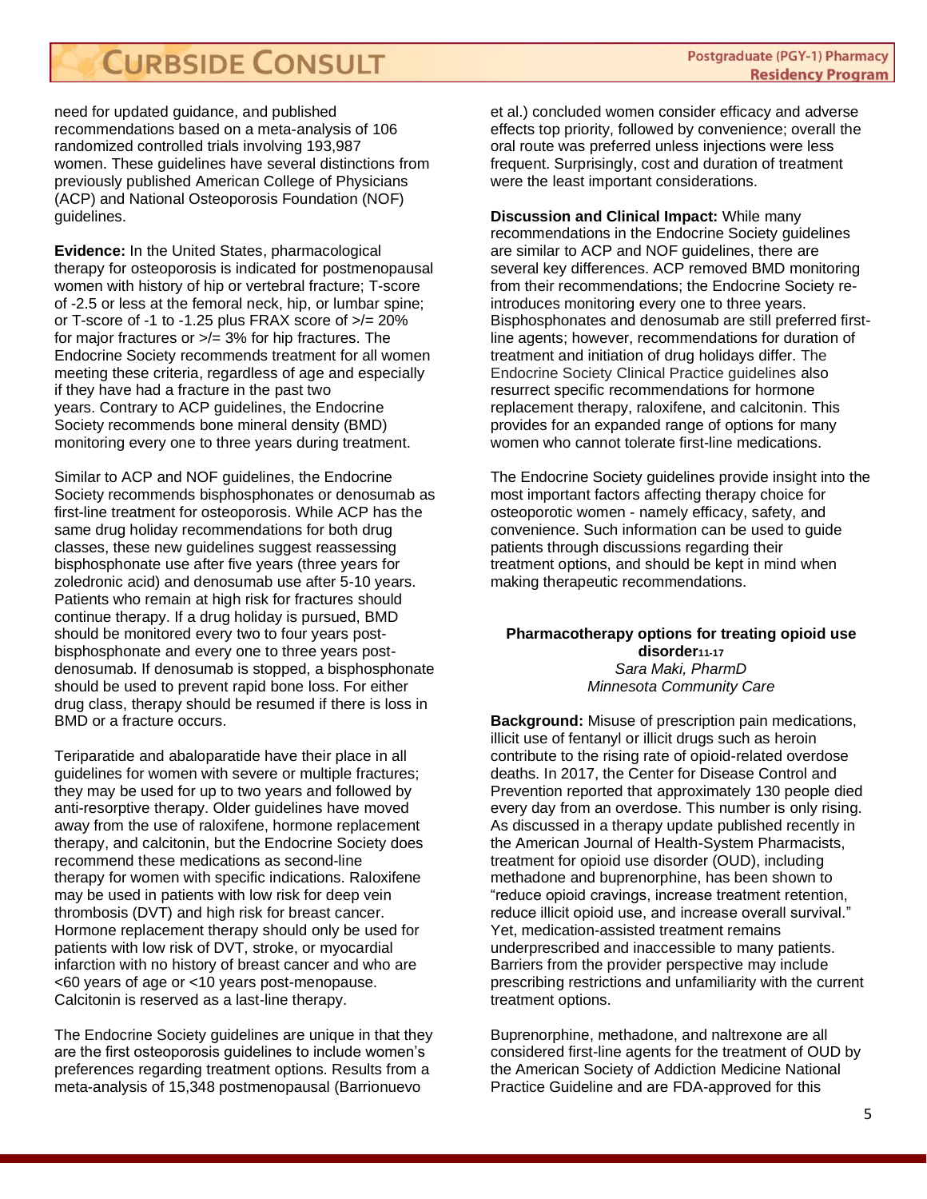need for updated guidance, and published recommendations based on a meta-analysis of 106 randomized controlled trials involving 193,987 women. These guidelines have several distinctions from previously published American College of Physicians (ACP) and National Osteoporosis Foundation (NOF) guidelines.

**Evidence:** In the United States, pharmacological therapy for osteoporosis is indicated for postmenopausal women with history of hip or vertebral fracture; T-score of -2.5 or less at the femoral neck, hip, or lumbar spine; or T-score of -1 to -1.25 plus FRAX score of >/= 20% for major fractures or >/= 3% for hip fractures. The Endocrine Society recommends treatment for all women meeting these criteria, regardless of age and especially if they have had a fracture in the past two years. Contrary to ACP guidelines, the Endocrine Society recommends bone mineral density (BMD) monitoring every one to three years during treatment.

Similar to ACP and NOF guidelines, the Endocrine Society recommends bisphosphonates or denosumab as first-line treatment for osteoporosis. While ACP has the same drug holiday recommendations for both drug classes, these new guidelines suggest reassessing bisphosphonate use after five years (three years for zoledronic acid) and denosumab use after 5-10 years. Patients who remain at high risk for fractures should continue therapy. If a drug holiday is pursued, BMD should be monitored every two to four years post-bisphosphonate and every one to three years post-denosumab. If denosumab is stopped, a bisphosphonate should be used to prevent rapid bone loss. For either drug class, therapy should be resumed if there is loss in BMD or a fracture occurs.

Teriparatide and abaloparatide have their place in all guidelines for women with severe or multiple fractures; they may be used for up to two years and followed by anti-resorptive therapy. Older guidelines have moved away from the use of raloxifene, hormone replacement therapy, and calcitonin, but the Endocrine Society does recommend these medications as second-line therapy for women with specific indications. Raloxifene may be used in patients with low risk for deep vein thrombosis (DVT) and high risk for breast cancer. Hormone replacement therapy should only be used for patients with low risk of DVT, stroke, or myocardial infarction with no history of breast cancer and who are <60 years of age or <10 years post-menopause. Calcitonin is reserved as a last-line therapy.

The Endocrine Society guidelines are unique in that they are the first osteoporosis guidelines to include women's preferences regarding treatment options. Results from a meta-analysis of 15,348 postmenopausal (Barrionuevo et al.) concluded women consider efficacy and adverse effects top priority, followed by convenience; overall the oral route was preferred unless injections were less frequent. Surprisingly, cost and duration of treatment were the least important considerations.

**Discussion and Clinical Impact:** While many recommendations in the Endocrine Society guidelines are similar to ACP and NOF guidelines, there are several key differences. ACP removed BMD monitoring from their recommendations; the Endocrine Society re-introduces monitoring every one to three years. Bisphosphonates and denosumab are still preferred first-line agents; however, recommendations for duration of treatment and initiation of drug holidays differ. The Endocrine Society Clinical Practice guidelines also resurrect specific recommendations for hormone replacement therapy, raloxifene, and calcitonin. This provides for an expanded range of options for many women who cannot tolerate first-line medications.

The Endocrine Society guidelines provide insight into the most important factors affecting therapy choice for osteoporotic women - namely efficacy, safety, and convenience. Such information can be used to guide patients through discussions regarding their treatment options, and should be kept in mind when making therapeutic recommendations.

### Pharmacotherapy options for treating opioid use disorder[11-17]

*Sara Maki, PharmD*
*Minnesota Community Care*

**Background:** Misuse of prescription pain medications, illicit use of fentanyl or illicit drugs such as heroin contribute to the rising rate of opioid-related overdose deaths. In 2017, the Center for Disease Control and Prevention reported that approximately 130 people died every day from an overdose. This number is only rising. As discussed in a therapy update published recently in the American Journal of Health-System Pharmacists, treatment for opioid use disorder (OUD), including methadone and buprenorphine, has been shown to "reduce opioid cravings, increase treatment retention, reduce illicit opioid use, and increase overall survival." Yet, medication-assisted treatment remains underprescribed and inaccessible to many patients. Barriers from the provider perspective may include prescribing restrictions and unfamiliarity with the current treatment options.

Buprenorphine, methadone, and naltrexone are all considered first-line agents for the treatment of OUD by the American Society of Addiction Medicine National Practice Guideline and are FDA-approved for this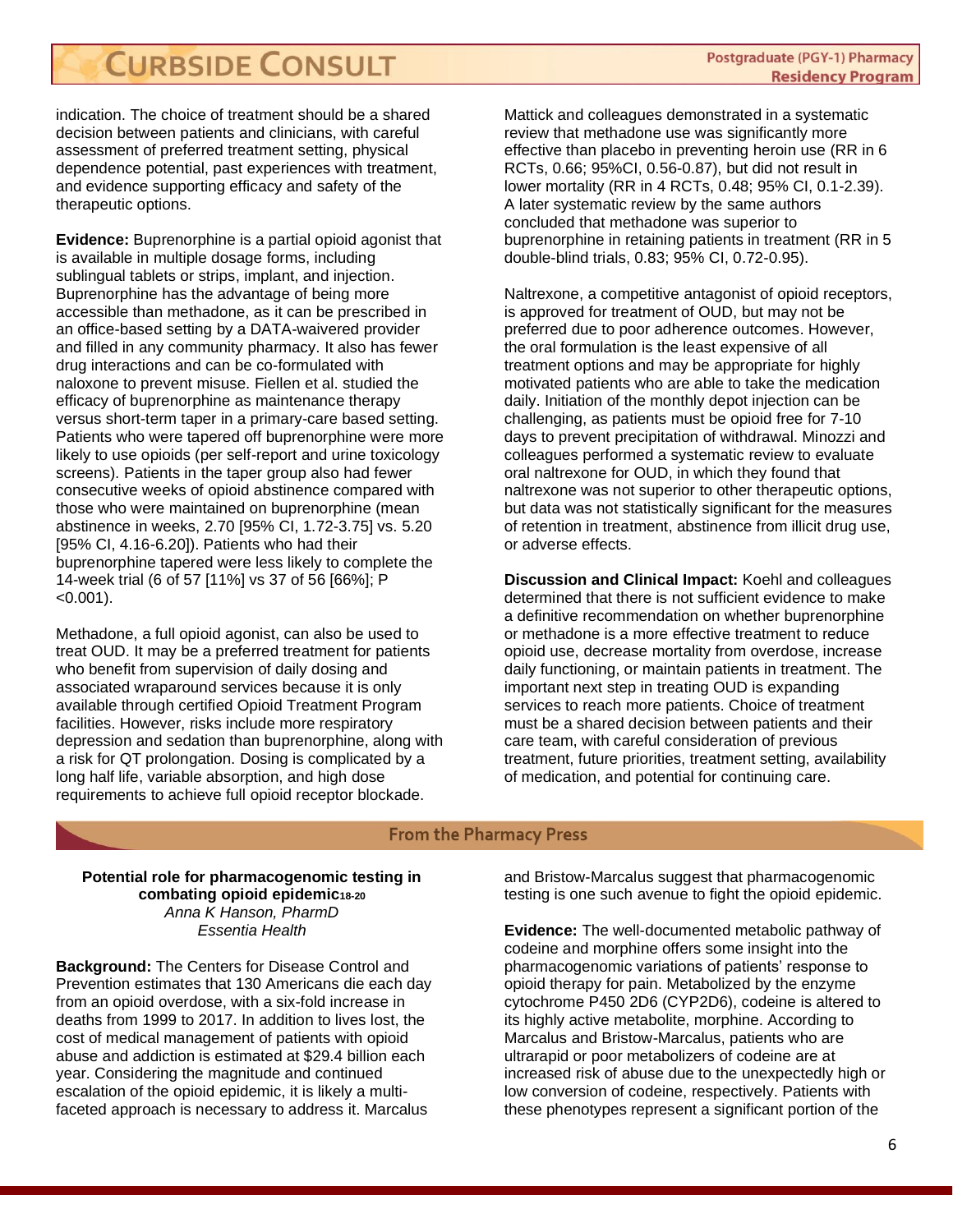indication. The choice of treatment should be a shared decision between patients and clinicians, with careful assessment of preferred treatment setting, physical dependence potential, past experiences with treatment, and evidence supporting efficacy and safety of the therapeutic options.

**Evidence:** Buprenorphine is a partial opioid agonist that is available in multiple dosage forms, including sublingual tablets or strips, implant, and injection. Buprenorphine has the advantage of being more accessible than methadone, as it can be prescribed in an office-based setting by a DATA-waivered provider and filled in any community pharmacy. It also has fewer drug interactions and can be co-formulated with naloxone to prevent misuse. Fiellen et al. studied the efficacy of buprenorphine as maintenance therapy versus short-term taper in a primary-care based setting. Patients who were tapered off buprenorphine were more likely to use opioids (per self-report and urine toxicology screens). Patients in the taper group also had fewer consecutive weeks of opioid abstinence compared with those who were maintained on buprenorphine (mean abstinence in weeks, 2.70 [95% CI, 1.72-3.75] vs. 5.20 [95% CI, 4.16-6.20]). Patients who had their buprenorphine tapered were less likely to complete the 14-week trial (6 of 57 [11%] vs 37 of 56 [66%]; P <0.001).

Methadone, a full opioid agonist, can also be used to treat OUD. It may be a preferred treatment for patients who benefit from supervision of daily dosing and associated wraparound services because it is only available through certified Opioid Treatment Program facilities. However, risks include more respiratory depression and sedation than buprenorphine, along with a risk for QT prolongation. Dosing is complicated by a long half life, variable absorption, and high dose requirements to achieve full opioid receptor blockade.

Mattick and colleagues demonstrated in a systematic review that methadone use was significantly more effective than placebo in preventing heroin use (RR in 6 RCTs, 0.66; 95%CI, 0.56-0.87), but did not result in lower mortality (RR in 4 RCTs, 0.48; 95% CI, 0.1-2.39). A later systematic review by the same authors concluded that methadone was superior to buprenorphine in retaining patients in treatment (RR in 5 double-blind trials, 0.83; 95% CI, 0.72-0.95).

Naltrexone, a competitive antagonist of opioid receptors, is approved for treatment of OUD, but may not be preferred due to poor adherence outcomes. However, the oral formulation is the least expensive of all treatment options and may be appropriate for highly motivated patients who are able to take the medication daily. Initiation of the monthly depot injection can be challenging, as patients must be opioid free for 7-10 days to prevent precipitation of withdrawal. Minozzi and colleagues performed a systematic review to evaluate oral naltrexone for OUD, in which they found that naltrexone was not superior to other therapeutic options, but data was not statistically significant for the measures of retention in treatment, abstinence from illicit drug use, or adverse effects.

**Discussion and Clinical Impact:** Koehl and colleagues determined that there is not sufficient evidence to make a definitive recommendation on whether buprenorphine or methadone is a more effective treatment to reduce opioid use, decrease mortality from overdose, increase daily functioning, or maintain patients in treatment. The important next step in treating OUD is expanding services to reach more patients. Choice of treatment must be a shared decision between patients and their care team, with careful consideration of previous treatment, future priorities, treatment setting, availability of medication, and potential for continuing care.

## From the Pharmacy Press

**Potential role for pharmacogenomic testing in combating opioid epidemic[18-20]**
*Anna K Hanson, PharmD*
*Essentia Health*

**Background:** The Centers for Disease Control and Prevention estimates that 130 Americans die each day from an opioid overdose, with a six-fold increase in deaths from 1999 to 2017. In addition to lives lost, the cost of medical management of patients with opioid abuse and addiction is estimated at $29.4 billion each year. Considering the magnitude and continued escalation of the opioid epidemic, it is likely a multi-faceted approach is necessary to address it. Marcalus and Bristow-Marcalus suggest that pharmacogenomic testing is one such avenue to fight the opioid epidemic.

**Evidence:** The well-documented metabolic pathway of codeine and morphine offers some insight into the pharmacogenomic variations of patients' response to opioid therapy for pain. Metabolized by the enzyme cytochrome P450 2D6 (CYP2D6), codeine is altered to its highly active metabolite, morphine. According to Marcalus and Bristow-Marcalus, patients who are ultrarapid or poor metabolizers of codeine are at increased risk of abuse due to the unexpectedly high or low conversion of codeine, respectively. Patients with these phenotypes represent a significant portion of the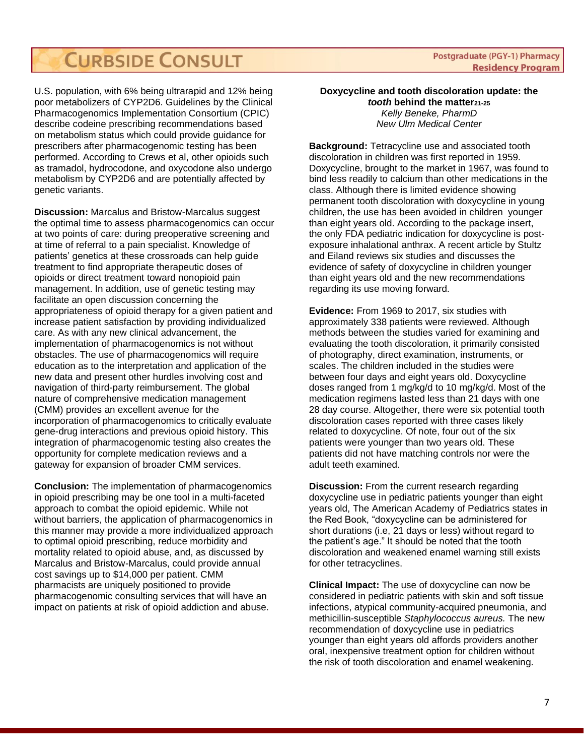U.S. population, with 6% being ultrarapid and 12% being poor metabolizers of CYP2D6. Guidelines by the Clinical Pharmacogenomics Implementation Consortium (CPIC) describe codeine prescribing recommendations based on metabolism status which could provide guidance for prescribers after pharmacogenomic testing has been performed. According to Crews et al, other opioids such as tramadol, hydrocodone, and oxycodone also undergo metabolism by CYP2D6 and are potentially affected by genetic variants.

**Discussion:** Marcalus and Bristow-Marcalus suggest the optimal time to assess pharmacogenomics can occur at two points of care: during preoperative screening and at time of referral to a pain specialist. Knowledge of patients' genetics at these crossroads can help guide treatment to find appropriate therapeutic doses of opioids or direct treatment toward nonopioid pain management. In addition, use of genetic testing may facilitate an open discussion concerning the appropriateness of opioid therapy for a given patient and increase patient satisfaction by providing individualized care. As with any new clinical advancement, the implementation of pharmacogenomics is not without obstacles. The use of pharmacogenomics will require education as to the interpretation and application of the new data and present other hurdles involving cost and navigation of third-party reimbursement. The global nature of comprehensive medication management (CMM) provides an excellent avenue for the incorporation of pharmacogenomics to critically evaluate gene-drug interactions and previous opioid history. This integration of pharmacogenomic testing also creates the opportunity for complete medication reviews and a gateway for expansion of broader CMM services.

**Conclusion:** The implementation of pharmacogenomics in opioid prescribing may be one tool in a multi-faceted approach to combat the opioid epidemic. While not without barriers, the application of pharmacogenomics in this manner may provide a more individualized approach to optimal opioid prescribing, reduce morbidity and mortality related to opioid abuse, and, as discussed by Marcalus and Bristow-Marcalus, could provide annual cost savings up to $14,000 per patient. CMM pharmacists are uniquely positioned to provide pharmacogenomic consulting services that will have an impact on patients at risk of opioid addiction and abuse.

## Doxycycline and tooth discoloration update: the ***tooth*** behind the matter[21-25]

*Kelly Beneke, PharmD*
*New Ulm Medical Center*

**Background:** Tetracycline use and associated tooth discoloration in children was first reported in 1959. Doxycycline, brought to the market in 1967, was found to bind less readily to calcium than other medications in the class. Although there is limited evidence showing permanent tooth discoloration with doxycycline in young children, the use has been avoided in children younger than eight years old. According to the package insert, the only FDA pediatric indication for doxycycline is post-exposure inhalational anthrax. A recent article by Stultz and Eiland reviews six studies and discusses the evidence of safety of doxycycline in children younger than eight years old and the new recommendations regarding its use moving forward.

**Evidence:** From 1969 to 2017, six studies with approximately 338 patients were reviewed. Although methods between the studies varied for examining and evaluating the tooth discoloration, it primarily consisted of photography, direct examination, instruments, or scales. The children included in the studies were between four days and eight years old. Doxycycline doses ranged from 1 mg/kg/d to 10 mg/kg/d. Most of the medication regimens lasted less than 21 days with one 28 day course. Altogether, there were six potential tooth discoloration cases reported with three cases likely related to doxycycline. Of note, four out of the six patients were younger than two years old. These patients did not have matching controls nor were the adult teeth examined.

**Discussion:** From the current research regarding doxycycline use in pediatric patients younger than eight years old, The American Academy of Pediatrics states in the Red Book, "doxycycline can be administered for short durations (i.e, 21 days or less) without regard to the patient's age." It should be noted that the tooth discoloration and weakened enamel warning still exists for other tetracyclines.

**Clinical Impact:** The use of doxycycline can now be considered in pediatric patients with skin and soft tissue infections, atypical community-acquired pneumonia, and methicillin-susceptible *Staphylococcus aureus.* The new recommendation of doxycycline use in pediatrics younger than eight years old affords providers another oral, inexpensive treatment option for children without the risk of tooth discoloration and enamel weakening.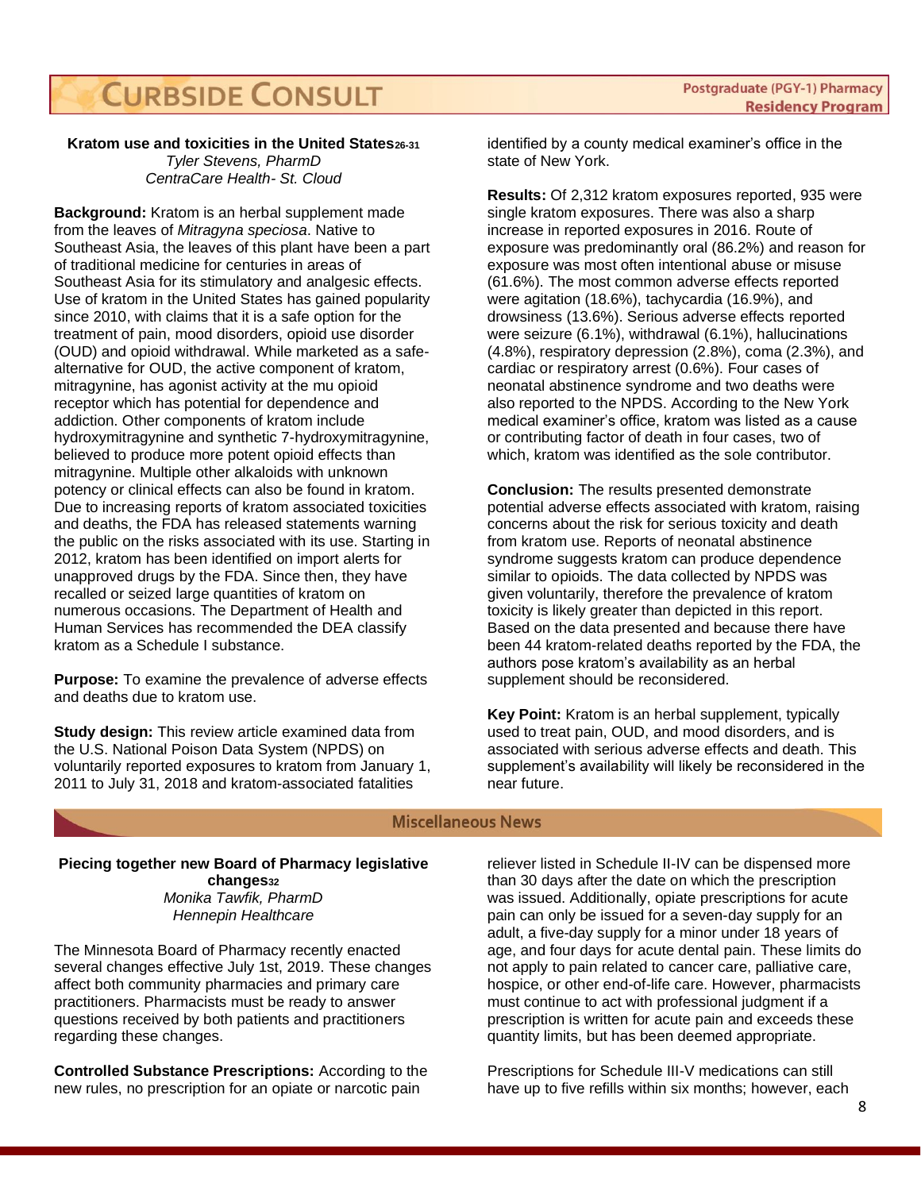### Kratom use and toxicities in the United States[26-31]

*Tyler Stevens, PharmD*
*CentraCare Health- St. Cloud*

**Background:** Kratom is an herbal supplement made from the leaves of *Mitragyna speciosa*. Native to Southeast Asia, the leaves of this plant have been a part of traditional medicine for centuries in areas of Southeast Asia for its stimulatory and analgesic effects. Use of kratom in the United States has gained popularity since 2010, with claims that it is a safe option for the treatment of pain, mood disorders, opioid use disorder (OUD) and opioid withdrawal. While marketed as a safe-alternative for OUD, the active component of kratom, mitragynine, has agonist activity at the mu opioid receptor which has potential for dependence and addiction. Other components of kratom include hydroxymitragynine and synthetic 7-hydroxymitragynine, believed to produce more potent opioid effects than mitragynine. Multiple other alkaloids with unknown potency or clinical effects can also be found in kratom. Due to increasing reports of kratom associated toxicities and deaths, the FDA has released statements warning the public on the risks associated with its use. Starting in 2012, kratom has been identified on import alerts for unapproved drugs by the FDA. Since then, they have recalled or seized large quantities of kratom on numerous occasions. The Department of Health and Human Services has recommended the DEA classify kratom as a Schedule I substance.

**Purpose:** To examine the prevalence of adverse effects and deaths due to kratom use.

**Study design:** This review article examined data from the U.S. National Poison Data System (NPDS) on voluntarily reported exposures to kratom from January 1, 2011 to July 31, 2018 and kratom-associated fatalities identified by a county medical examiner's office in the state of New York.

**Results:** Of 2,312 kratom exposures reported, 935 were single kratom exposures. There was also a sharp increase in reported exposures in 2016. Route of exposure was predominantly oral (86.2%) and reason for exposure was most often intentional abuse or misuse (61.6%). The most common adverse effects reported were agitation (18.6%), tachycardia (16.9%), and drowsiness (13.6%). Serious adverse effects reported were seizure (6.1%), withdrawal (6.1%), hallucinations (4.8%), respiratory depression (2.8%), coma (2.3%), and cardiac or respiratory arrest (0.6%). Four cases of neonatal abstinence syndrome and two deaths were also reported to the NPDS. According to the New York medical examiner's office, kratom was listed as a cause or contributing factor of death in four cases, two of which, kratom was identified as the sole contributor.

**Conclusion:** The results presented demonstrate potential adverse effects associated with kratom, raising concerns about the risk for serious toxicity and death from kratom use. Reports of neonatal abstinence syndrome suggests kratom can produce dependence similar to opioids. The data collected by NPDS was given voluntarily, therefore the prevalence of kratom toxicity is likely greater than depicted in this report. Based on the data presented and because there have been 44 kratom-related deaths reported by the FDA, the authors pose kratom's availability as an herbal supplement should be reconsidered.

**Key Point:** Kratom is an herbal supplement, typically used to treat pain, OUD, and mood disorders, and is associated with serious adverse effects and death. This supplement's availability will likely be reconsidered in the near future.

## Miscellaneous News

### Piecing together new Board of Pharmacy legislative changes[32]

*Monika Tawfik, PharmD*
*Hennepin Healthcare*

The Minnesota Board of Pharmacy recently enacted several changes effective July 1st, 2019. These changes affect both community pharmacies and primary care practitioners. Pharmacists must be ready to answer questions received by both patients and practitioners regarding these changes.

**Controlled Substance Prescriptions:** According to the new rules, no prescription for an opiate or narcotic pain reliever listed in Schedule II-IV can be dispensed more than 30 days after the date on which the prescription was issued. Additionally, opiate prescriptions for acute pain can only be issued for a seven-day supply for an adult, a five-day supply for a minor under 18 years of age, and four days for acute dental pain. These limits do not apply to pain related to cancer care, palliative care, hospice, or other end-of-life care. However, pharmacists must continue to act with professional judgment if a prescription is written for acute pain and exceeds these quantity limits, but has been deemed appropriate.

Prescriptions for Schedule III-V medications can still have up to five refills within six months; however, each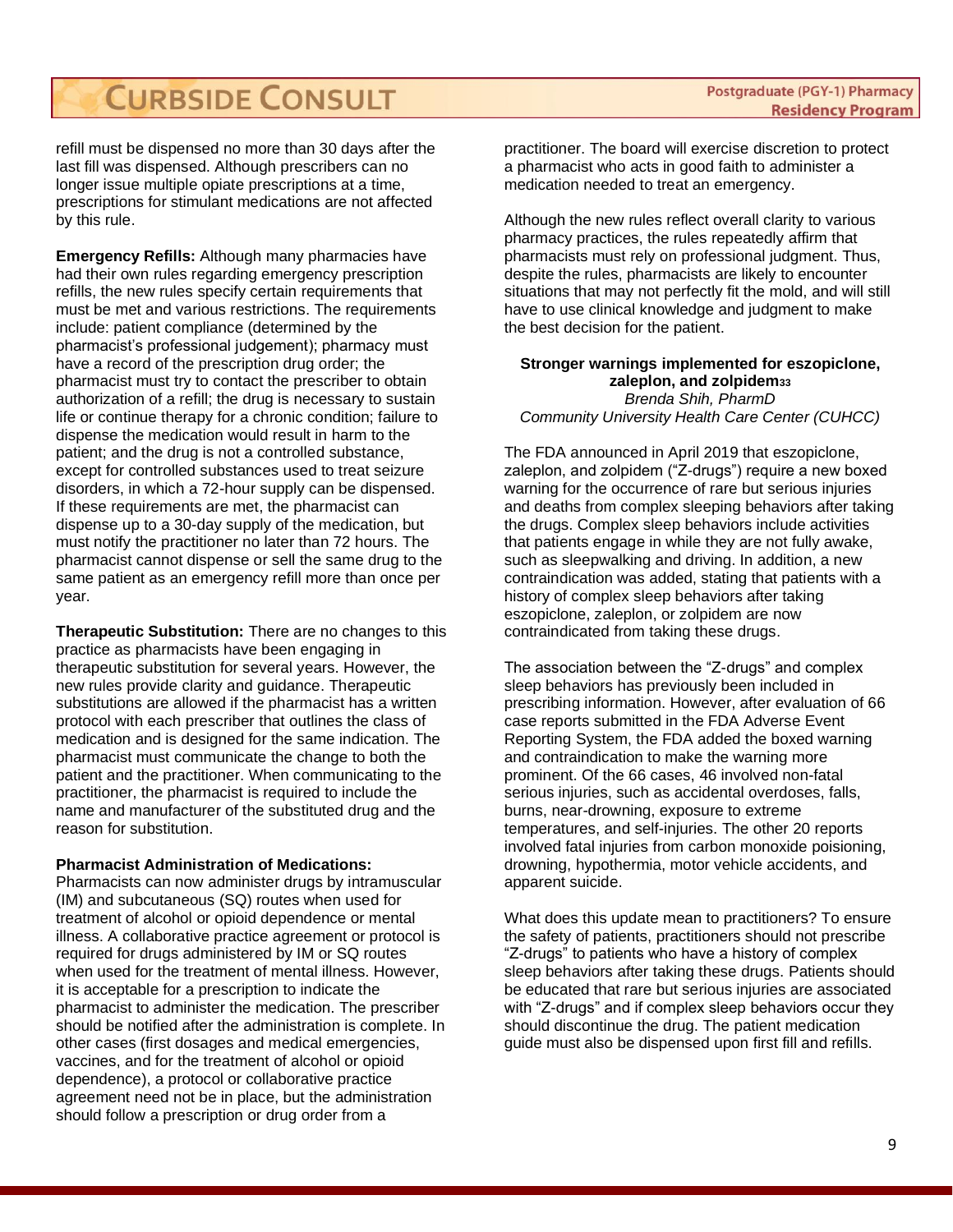refill must be dispensed no more than 30 days after the last fill was dispensed. Although prescribers can no longer issue multiple opiate prescriptions at a time, prescriptions for stimulant medications are not affected by this rule.

**Emergency Refills:** Although many pharmacies have had their own rules regarding emergency prescription refills, the new rules specify certain requirements that must be met and various restrictions. The requirements include: patient compliance (determined by the pharmacist's professional judgement); pharmacy must have a record of the prescription drug order; the pharmacist must try to contact the prescriber to obtain authorization of a refill; the drug is necessary to sustain life or continue therapy for a chronic condition; failure to dispense the medication would result in harm to the patient; and the drug is not a controlled substance, except for controlled substances used to treat seizure disorders, in which a 72-hour supply can be dispensed. If these requirements are met, the pharmacist can dispense up to a 30-day supply of the medication, but must notify the practitioner no later than 72 hours. The pharmacist cannot dispense or sell the same drug to the same patient as an emergency refill more than once per year.

**Therapeutic Substitution:** There are no changes to this practice as pharmacists have been engaging in therapeutic substitution for several years. However, the new rules provide clarity and guidance. Therapeutic substitutions are allowed if the pharmacist has a written protocol with each prescriber that outlines the class of medication and is designed for the same indication. The pharmacist must communicate the change to both the patient and the practitioner. When communicating to the practitioner, the pharmacist is required to include the name and manufacturer of the substituted drug and the reason for substitution.

**Pharmacist Administration of Medications:** Pharmacists can now administer drugs by intramuscular (IM) and subcutaneous (SQ) routes when used for treatment of alcohol or opioid dependence or mental illness. A collaborative practice agreement or protocol is required for drugs administered by IM or SQ routes when used for the treatment of mental illness. However, it is acceptable for a prescription to indicate the pharmacist to administer the medication. The prescriber should be notified after the administration is complete. In other cases (first dosages and medical emergencies, vaccines, and for the treatment of alcohol or opioid dependence), a protocol or collaborative practice agreement need not be in place, but the administration should follow a prescription or drug order from a practitioner. The board will exercise discretion to protect a pharmacist who acts in good faith to administer a medication needed to treat an emergency.

Although the new rules reflect overall clarity to various pharmacy practices, the rules repeatedly affirm that pharmacists must rely on professional judgment. Thus, despite the rules, pharmacists are likely to encounter situations that may not perfectly fit the mold, and will still have to use clinical knowledge and judgment to make the best decision for the patient.

### Stronger warnings implemented for eszopiclone, zaleplon, and zolpidem[33]

*Brenda Shih, PharmD*
*Community University Health Care Center (CUHCC)*

The FDA announced in April 2019 that eszopiclone, zaleplon, and zolpidem ("Z-drugs") require a new boxed warning for the occurrence of rare but serious injuries and deaths from complex sleeping behaviors after taking the drugs. Complex sleep behaviors include activities that patients engage in while they are not fully awake, such as sleepwalking and driving. In addition, a new contraindication was added, stating that patients with a history of complex sleep behaviors after taking eszopiclone, zaleplon, or zolpidem are now contraindicated from taking these drugs.

The association between the "Z-drugs" and complex sleep behaviors has previously been included in prescribing information. However, after evaluation of 66 case reports submitted in the FDA Adverse Event Reporting System, the FDA added the boxed warning and contraindication to make the warning more prominent. Of the 66 cases, 46 involved non-fatal serious injuries, such as accidental overdoses, falls, burns, near-drowning, exposure to extreme temperatures, and self-injuries. The other 20 reports involved fatal injuries from carbon monoxide poisoning, drowning, hypothermia, motor vehicle accidents, and apparent suicide.

What does this update mean to practitioners? To ensure the safety of patients, practitioners should not prescribe "Z-drugs" to patients who have a history of complex sleep behaviors after taking these drugs. Patients should be educated that rare but serious injuries are associated with "Z-drugs" and if complex sleep behaviors occur they should discontinue the drug. The patient medication guide must also be dispensed upon first fill and refills.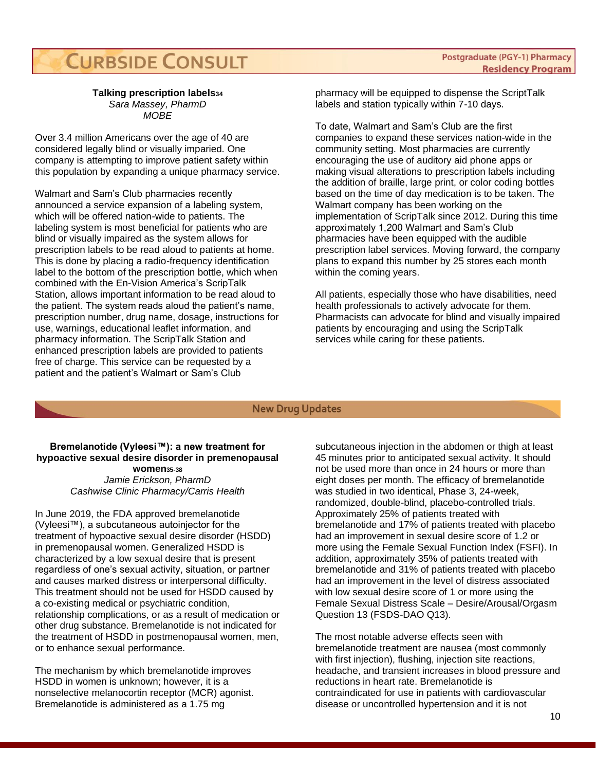### Talking prescription labels[34]

*Sara Massey, PharmD*
*MOBE*

Over 3.4 million Americans over the age of 40 are considered legally blind or visually imparied. One company is attempting to improve patient safety within this population by expanding a unique pharmacy service.

Walmart and Sam's Club pharmacies recently announced a service expansion of a labeling system, which will be offered nation-wide to patients. The labeling system is most beneficial for patients who are blind or visually impaired as the system allows for prescription labels to be read aloud to patients at home. This is done by placing a radio-frequency identification label to the bottom of the prescription bottle, which when combined with the En-Vision America's ScripTalk Station, allows important information to be read aloud to the patient. The system reads aloud the patient's name, prescription number, drug name, dosage, instructions for use, warnings, educational leaflet information, and pharmacy information. The ScripTalk Station and enhanced prescription labels are provided to patients free of charge. This service can be requested by a patient and the patient's Walmart or Sam's Club pharmacy will be equipped to dispense the ScriptTalk labels and station typically within 7-10 days.

To date, Walmart and Sam's Club are the first companies to expand these services nation-wide in the community setting. Most pharmacies are currently encouraging the use of auditory aid phone apps or making visual alterations to prescription labels including the addition of braille, large print, or color coding bottles based on the time of day medication is to be taken. The Walmart company has been working on the implementation of ScripTalk since 2012. During this time approximately 1,200 Walmart and Sam's Club pharmacies have been equipped with the audible prescription label services. Moving forward, the company plans to expand this number by 25 stores each month within the coming years.

All patients, especially those who have disabilities, need health professionals to actively advocate for them. Pharmacists can advocate for blind and visually impaired patients by encouraging and using the ScripTalk services while caring for these patients.

## New Drug Updates

### Bremelanotide (Vyleesi™): a new treatment for hypoactive sexual desire disorder in premenopausal women[35-38]

*Jamie Erickson, PharmD*
*Cashwise Clinic Pharmacy/Carris Health*

In June 2019, the FDA approved bremelanotide (Vyleesi™), a subcutaneous autoinjector for the treatment of hypoactive sexual desire disorder (HSDD) in premenopausal women. Generalized HSDD is characterized by a low sexual desire that is present regardless of one's sexual activity, situation, or partner and causes marked distress or interpersonal difficulty. This treatment should not be used for HSDD caused by a co-existing medical or psychiatric condition, relationship complications, or as a result of medication or other drug substance. Bremelanotide is not indicated for the treatment of HSDD in postmenopausal women, men, or to enhance sexual performance.

The mechanism by which bremelanotide improves HSDD in women is unknown; however, it is a nonselective melanocortin receptor (MCR) agonist. Bremelanotide is administered as a 1.75 mg subcutaneous injection in the abdomen or thigh at least 45 minutes prior to anticipated sexual activity. It should not be used more than once in 24 hours or more than eight doses per month. The efficacy of bremelanotide was studied in two identical, Phase 3, 24-week, randomized, double-blind, placebo-controlled trials. Approximately 25% of patients treated with bremelanotide and 17% of patients treated with placebo had an improvement in sexual desire score of 1.2 or more using the Female Sexual Function Index (FSFI). In addition, approximately 35% of patients treated with bremelanotide and 31% of patients treated with placebo had an improvement in the level of distress associated with low sexual desire score of 1 or more using the Female Sexual Distress Scale – Desire/Arousal/Orgasm Question 13 (FSDS-DAO Q13).

The most notable adverse effects seen with bremelanotide treatment are nausea (most commonly with first injection), flushing, injection site reactions, headache, and transient increases in blood pressure and reductions in heart rate. Bremelanotide is contraindicated for use in patients with cardiovascular disease or uncontrolled hypertension and it is not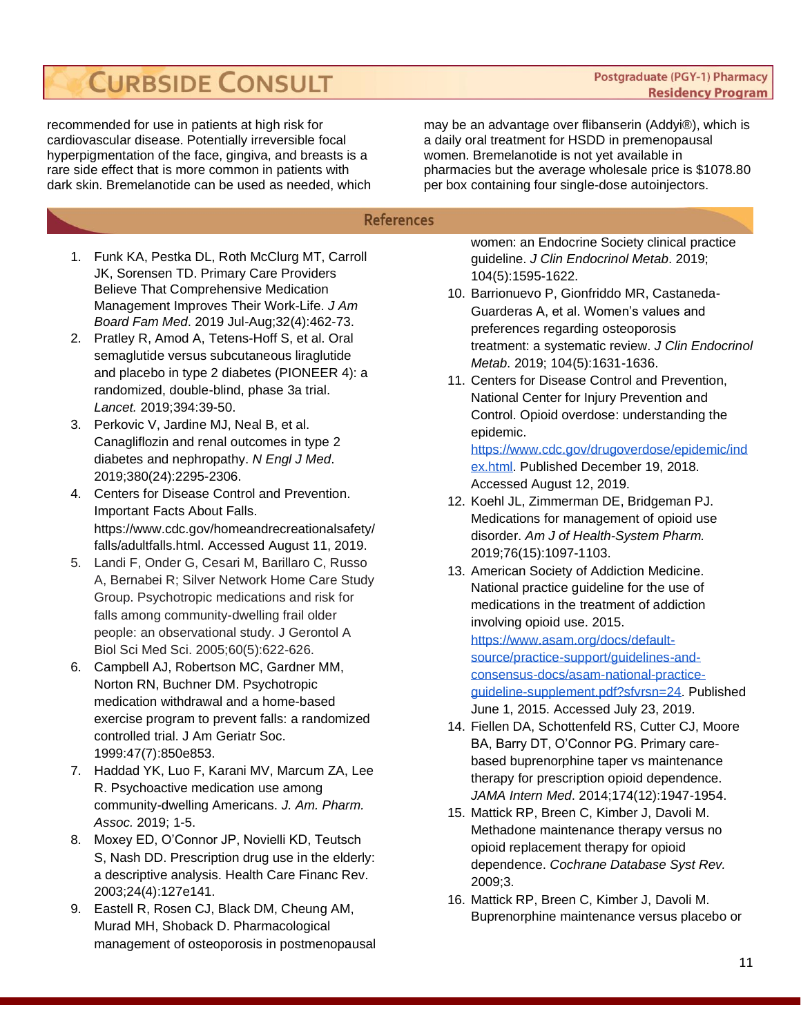recommended for use in patients at high risk for cardiovascular disease. Potentially irreversible focal hyperpigmentation of the face, gingiva, and breasts is a rare side effect that is more common in patients with dark skin. Bremelanotide can be used as needed, which may be an advantage over flibanserin (Addyi®), which is a daily oral treatment for HSDD in premenopausal women. Bremelanotide is not yet available in pharmacies but the average wholesale price is $1078.80 per box containing four single-dose autoinjectors.

## References

1. Funk KA, Pestka DL, Roth McClurg MT, Carroll JK, Sorensen TD. Primary Care Providers Believe That Comprehensive Medication Management Improves Their Work-Life. *J Am Board Fam Med*. 2019 Jul-Aug;32(4):462-73.
2. Pratley R, Amod A, Tetens-Hoff S, et al. Oral semaglutide versus subcutaneous liraglutide and placebo in type 2 diabetes (PIONEER 4): a randomized, double-blind, phase 3a trial. *Lancet.* 2019;394:39-50.
3. Perkovic V, Jardine MJ, Neal B, et al. Canagliflozin and renal outcomes in type 2 diabetes and nephropathy. *N Engl J Med*. 2019;380(24):2295-2306.
4. Centers for Disease Control and Prevention. Important Facts About Falls. https://www.cdc.gov/homeandrecreationalsafety/falls/adultfalls.html. Accessed August 11, 2019.
5. Landi F, Onder G, Cesari M, Barillaro C, Russo A, Bernabei R; Silver Network Home Care Study Group. Psychotropic medications and risk for falls among community-dwelling frail older people: an observational study. J Gerontol A Biol Sci Med Sci. 2005;60(5):622-626.
6. Campbell AJ, Robertson MC, Gardner MM, Norton RN, Buchner DM. Psychotropic medication withdrawal and a home-based exercise program to prevent falls: a randomized controlled trial. J Am Geriatr Soc. 1999:47(7):850e853.
7. Haddad YK, Luo F, Karani MV, Marcum ZA, Lee R. Psychoactive medication use among community-dwelling Americans. *J. Am. Pharm. Assoc.* 2019; 1-5.
8. Moxey ED, O'Connor JP, Novielli KD, Teutsch S, Nash DD. Prescription drug use in the elderly: a descriptive analysis. Health Care Financ Rev. 2003;24(4):127e141.
9. Eastell R, Rosen CJ, Black DM, Cheung AM, Murad MH, Shoback D. Pharmacological management of osteoporosis in postmenopausal women: an Endocrine Society clinical practice guideline. *J Clin Endocrinol Metab*. 2019; 104(5):1595-1622.
10. Barrionuevo P, Gionfriddo MR, Castaneda-Guarderas A, et al. Women's values and preferences regarding osteoporosis treatment: a systematic review. *J Clin Endocrinol Metab*. 2019; 104(5):1631-1636.
11. Centers for Disease Control and Prevention, National Center for Injury Prevention and Control. Opioid overdose: understanding the epidemic. https://www.cdc.gov/drugoverdose/epidemic/index.html. Published December 19, 2018. Accessed August 12, 2019.
12. Koehl JL, Zimmerman DE, Bridgeman PJ. Medications for management of opioid use disorder. *Am J of Health-System Pharm.* 2019;76(15):1097-1103.
13. American Society of Addiction Medicine. National practice guideline for the use of medications in the treatment of addiction involving opioid use. 2015. https://www.asam.org/docs/default-source/practice-support/guidelines-and-consensus-docs/asam-national-practice-guideline-supplement.pdf?sfvrsn=24. Published June 1, 2015. Accessed July 23, 2019.
14. Fiellen DA, Schottenfeld RS, Cutter CJ, Moore BA, Barry DT, O'Connor PG. Primary care-based buprenorphine taper vs maintenance therapy for prescription opioid dependence. *JAMA Intern Med*. 2014;174(12):1947-1954.
15. Mattick RP, Breen C, Kimber J, Davoli M. Methadone maintenance therapy versus no opioid replacement therapy for opioid dependence. *Cochrane Database Syst Rev.* 2009;3.
16. Mattick RP, Breen C, Kimber J, Davoli M. Buprenorphine maintenance versus placebo or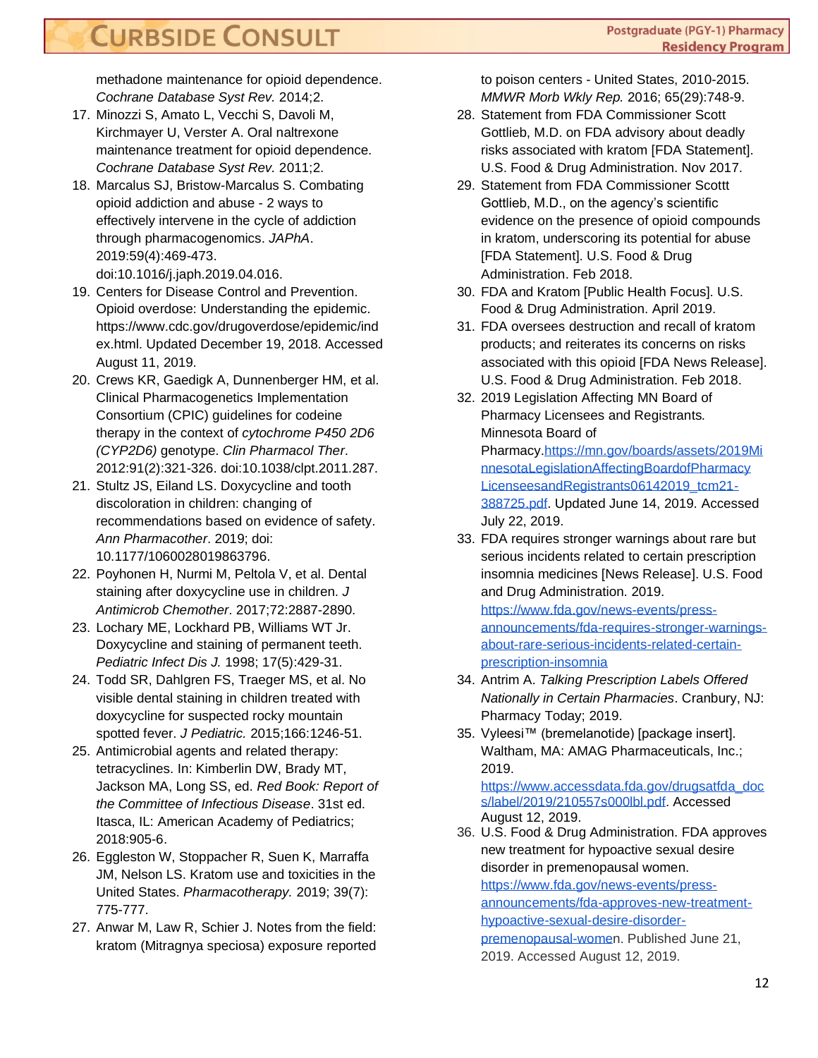methadone maintenance for opioid dependence. *Cochrane Database Syst Rev.* 2014;2.

17. Minozzi S, Amato L, Vecchi S, Davoli M, Kirchmayer U, Verster A. Oral naltrexone maintenance treatment for opioid dependence. *Cochrane Database Syst Rev.* 2011;2.
18. Marcalus SJ, Bristow-Marcalus S. Combating opioid addiction and abuse - 2 ways to effectively intervene in the cycle of addiction through pharmacogenomics. *JAPhA*. 2019:59(4):469-473. doi:10.1016/j.japh.2019.04.016.
19. Centers for Disease Control and Prevention. Opioid overdose: Understanding the epidemic. https://www.cdc.gov/drugoverdose/epidemic/index.html. Updated December 19, 2018. Accessed August 11, 2019.
20. Crews KR, Gaedigk A, Dunnenberger HM, et al. Clinical Pharmacogenetics Implementation Consortium (CPIC) guidelines for codeine therapy in the context of *cytochrome P450 2D6 (CYP2D6)* genotype. *Clin Pharmacol Ther*. 2012:91(2):321-326. doi:10.1038/clpt.2011.287.
21. Stultz JS, Eiland LS. Doxycycline and tooth discoloration in children: changing of recommendations based on evidence of safety. *Ann Pharmacother*. 2019; doi: 10.1177/1060028019863796.
22. Poyhonen H, Nurmi M, Peltola V, et al. Dental staining after doxycycline use in children. *J Antimicrob Chemother*. 2017;72:2887-2890.
23. Lochary ME, Lockhard PB, Williams WT Jr. Doxycycline and staining of permanent teeth. *Pediatric Infect Dis J.* 1998; 17(5):429-31.
24. Todd SR, Dahlgren FS, Traeger MS, et al. No visible dental staining in children treated with doxycycline for suspected rocky mountain spotted fever. *J Pediatric.* 2015;166:1246-51.
25. Antimicrobial agents and related therapy: tetracyclines. In: Kimberlin DW, Brady MT, Jackson MA, Long SS, ed. *Red Book: Report of the Committee of Infectious Disease*. 31st ed. Itasca, IL: American Academy of Pediatrics; 2018:905-6.
26. Eggleston W, Stoppacher R, Suen K, Marraffa JM, Nelson LS. Kratom use and toxicities in the United States. *Pharmacotherapy.* 2019; 39(7): 775-777.
27. Anwar M, Law R, Schier J. Notes from the field: kratom (Mitragnya speciosa) exposure reported to poison centers - United States, 2010-2015. *MMWR Morb Wkly Rep.* 2016; 65(29):748-9.
28. Statement from FDA Commissioner Scott Gottlieb, M.D. on FDA advisory about deadly risks associated with kratom [FDA Statement]. U.S. Food & Drug Administration. Nov 2017.
29. Statement from FDA Commissioner Scottt Gottlieb, M.D., on the agency's scientific evidence on the presence of opioid compounds in kratom, underscoring its potential for abuse [FDA Statement]. U.S. Food & Drug Administration. Feb 2018.
30. FDA and Kratom [Public Health Focus]. U.S. Food & Drug Administration. April 2019.
31. FDA oversees destruction and recall of kratom products; and reiterates its concerns on risks associated with this opioid [FDA News Release]. U.S. Food & Drug Administration. Feb 2018.
32. 2019 Legislation Affecting MN Board of Pharmacy Licensees and Registrants*.* Minnesota Board of Pharmacy.https://mn.gov/boards/assets/2019MinnesotaLegislationAffectingBoardofPharmacyLicenseesandRegistrants06142019_tcm21-388725.pdf. Updated June 14, 2019. Accessed July 22, 2019.
33. FDA requires stronger warnings about rare but serious incidents related to certain prescription insomnia medicines [News Release]. U.S. Food and Drug Administration. 2019. https://www.fda.gov/news-events/press-announcements/fda-requires-stronger-warnings-about-rare-serious-incidents-related-certain-prescription-insomnia
34. Antrim A. *Talking Prescription Labels Offered Nationally in Certain Pharmacies*. Cranbury, NJ: Pharmacy Today; 2019.
35. Vyleesi™ (bremelanotide) [package insert]. Waltham, MA: AMAG Pharmaceuticals, Inc.; 2019. https://www.accessdata.fda.gov/drugsatfda_docs/label/2019/210557s000lbl.pdf. Accessed August 12, 2019.
36. U.S. Food & Drug Administration. FDA approves new treatment for hypoactive sexual desire disorder in premenopausal women. https://www.fda.gov/news-events/press-announcements/fda-approves-new-treatment-hypoactive-sexual-desire-disorder-premenopausal-women. Published June 21, 2019. Accessed August 12, 2019.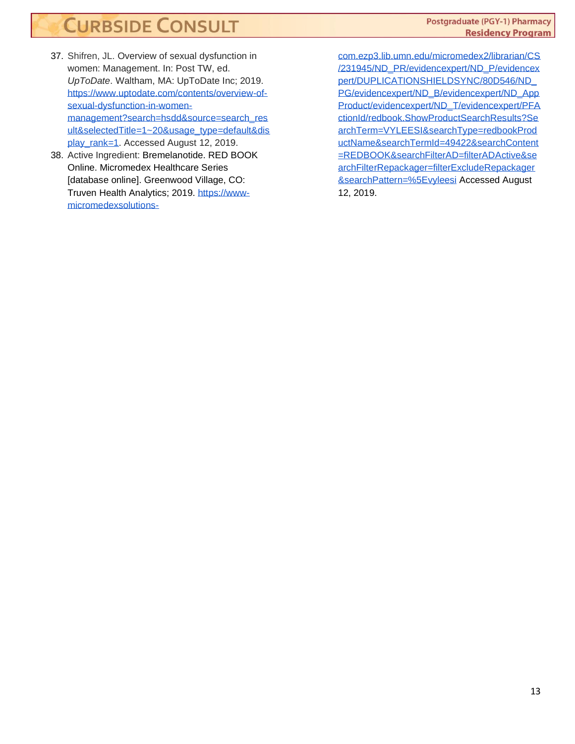37. Shifren, JL. Overview of sexual dysfunction in women: Management. In: Post TW, ed. *UpToDate*. Waltham, MA: UpToDate Inc; 2019. https://www.uptodate.com/contents/overview-of-sexual-dysfunction-in-women-management?search=hsdd&source=search_result&selectedTitle=1~20&usage_type=default&display_rank=1. Accessed August 12, 2019.
38. Active Ingredient: Bremelanotide. RED BOOK Online. Micromedex Healthcare Series [database online]. Greenwood Village, CO: Truven Health Analytics; 2019. https://www-micromedexsolutions-com.ezp3.lib.umn.edu/micromedex2/librarian/CS/231945/ND_PR/evidenceexpert/ND_P/evidenceexpert/DUPLICATIONSHIELDSYNC/80D546/ND_PG/evidenceexpert/ND_B/evidenceexpert/ND_AppProduct/evidenceexpert/ND_T/evidenceexpert/PFActionId/redbook.ShowProductSearchResults?SearchTerm=VYLEESI&searchType=redbookProductName&searchTermId=49422&searchContent=REDBOOK&searchFilterAD=filterADActive&searchFilterRepackager=filterExcludeRepackager&searchPattern=%5Evyleesi Accessed August 12, 2019.